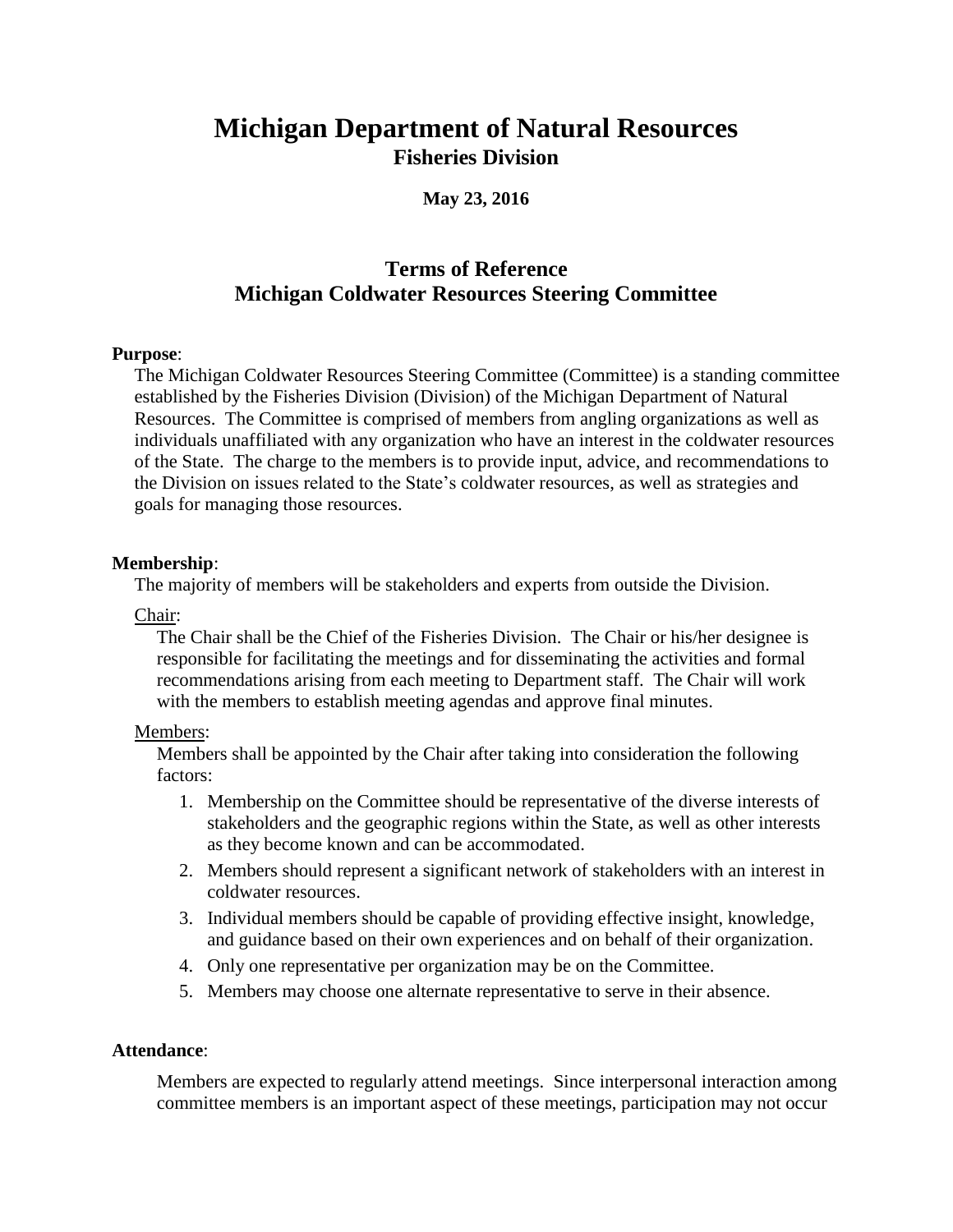# Michigan Department of Natural Resources

## Fisheries Division

**May 23, 2016**

## Terms of Reference
## Michigan Coldwater Resources Steering Committee

**Purpose**:

The Michigan Coldwater Resources Steering Committee (Committee) is a standing committee established by the Fisheries Division (Division) of the Michigan Department of Natural Resources. The Committee is comprised of members from angling organizations as well as individuals unaffiliated with any organization who have an interest in the coldwater resources of the State. The charge to the members is to provide input, advice, and recommendations to the Division on issues related to the State's coldwater resources, as well as strategies and goals for managing those resources.

**Membership**:

The majority of members will be stakeholders and experts from outside the Division.

Chair:

The Chair shall be the Chief of the Fisheries Division. The Chair or his/her designee is responsible for facilitating the meetings and for disseminating the activities and formal recommendations arising from each meeting to Department staff. The Chair will work with the members to establish meeting agendas and approve final minutes.

Members:

Members shall be appointed by the Chair after taking into consideration the following factors:

1. Membership on the Committee should be representative of the diverse interests of stakeholders and the geographic regions within the State, as well as other interests as they become known and can be accommodated.
2. Members should represent a significant network of stakeholders with an interest in coldwater resources.
3. Individual members should be capable of providing effective insight, knowledge, and guidance based on their own experiences and on behalf of their organization.
4. Only one representative per organization may be on the Committee.
5. Members may choose one alternate representative to serve in their absence.

**Attendance**:

Members are expected to regularly attend meetings. Since interpersonal interaction among committee members is an important aspect of these meetings, participation may not occur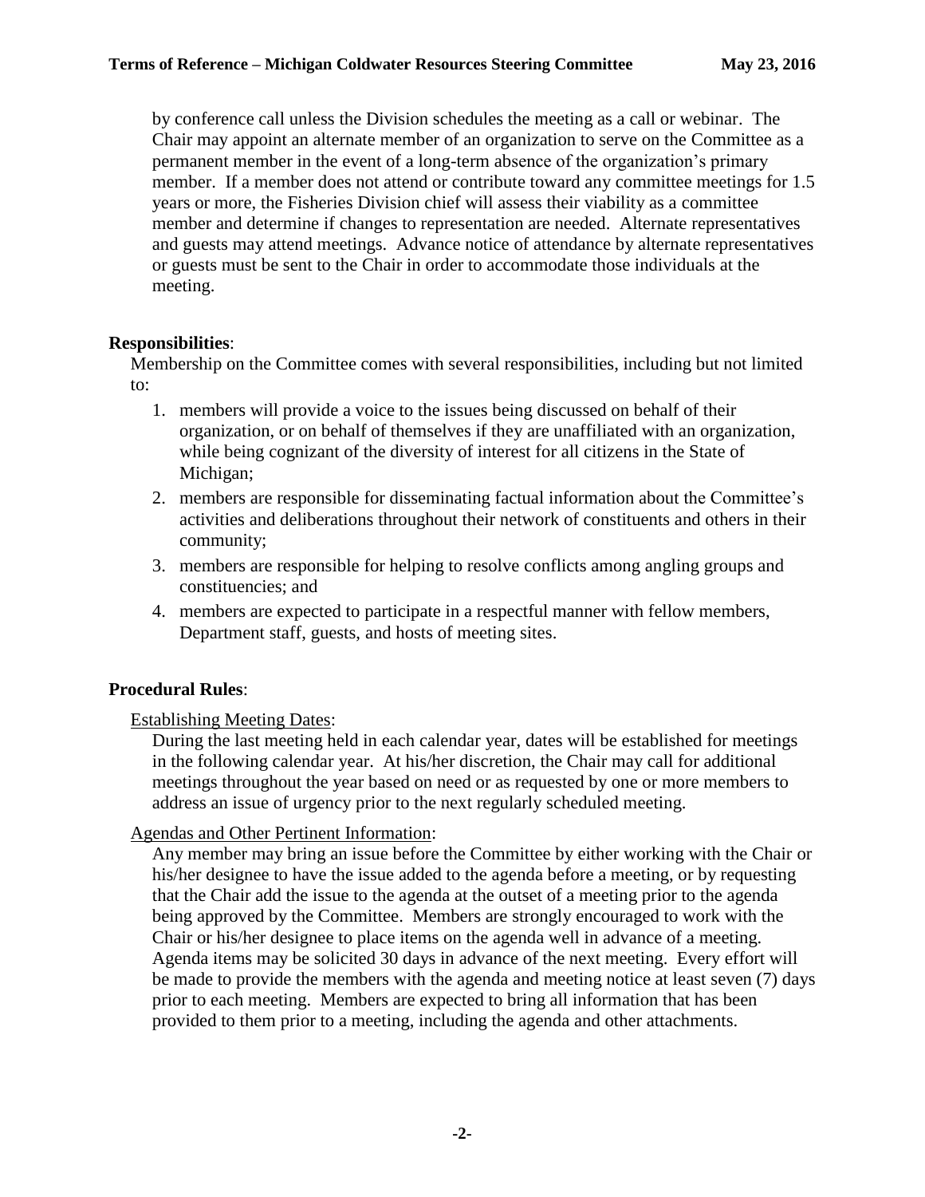by conference call unless the Division schedules the meeting as a call or webinar. The Chair may appoint an alternate member of an organization to serve on the Committee as a permanent member in the event of a long-term absence of the organization's primary member. If a member does not attend or contribute toward any committee meetings for 1.5 years or more, the Fisheries Division chief will assess their viability as a committee member and determine if changes to representation are needed. Alternate representatives and guests may attend meetings. Advance notice of attendance by alternate representatives or guests must be sent to the Chair in order to accommodate those individuals at the meeting.

**Responsibilities**:

Membership on the Committee comes with several responsibilities, including but not limited to:

1. members will provide a voice to the issues being discussed on behalf of their organization, or on behalf of themselves if they are unaffiliated with an organization, while being cognizant of the diversity of interest for all citizens in the State of Michigan;
2. members are responsible for disseminating factual information about the Committee's activities and deliberations throughout their network of constituents and others in their community;
3. members are responsible for helping to resolve conflicts among angling groups and constituencies; and
4. members are expected to participate in a respectful manner with fellow members, Department staff, guests, and hosts of meeting sites.

**Procedural Rules**:

Establishing Meeting Dates:

During the last meeting held in each calendar year, dates will be established for meetings in the following calendar year. At his/her discretion, the Chair may call for additional meetings throughout the year based on need or as requested by one or more members to address an issue of urgency prior to the next regularly scheduled meeting.

Agendas and Other Pertinent Information:

Any member may bring an issue before the Committee by either working with the Chair or his/her designee to have the issue added to the agenda before a meeting, or by requesting that the Chair add the issue to the agenda at the outset of a meeting prior to the agenda being approved by the Committee. Members are strongly encouraged to work with the Chair or his/her designee to place items on the agenda well in advance of a meeting. Agenda items may be solicited 30 days in advance of the next meeting. Every effort will be made to provide the members with the agenda and meeting notice at least seven (7) days prior to each meeting. Members are expected to bring all information that has been provided to them prior to a meeting, including the agenda and other attachments.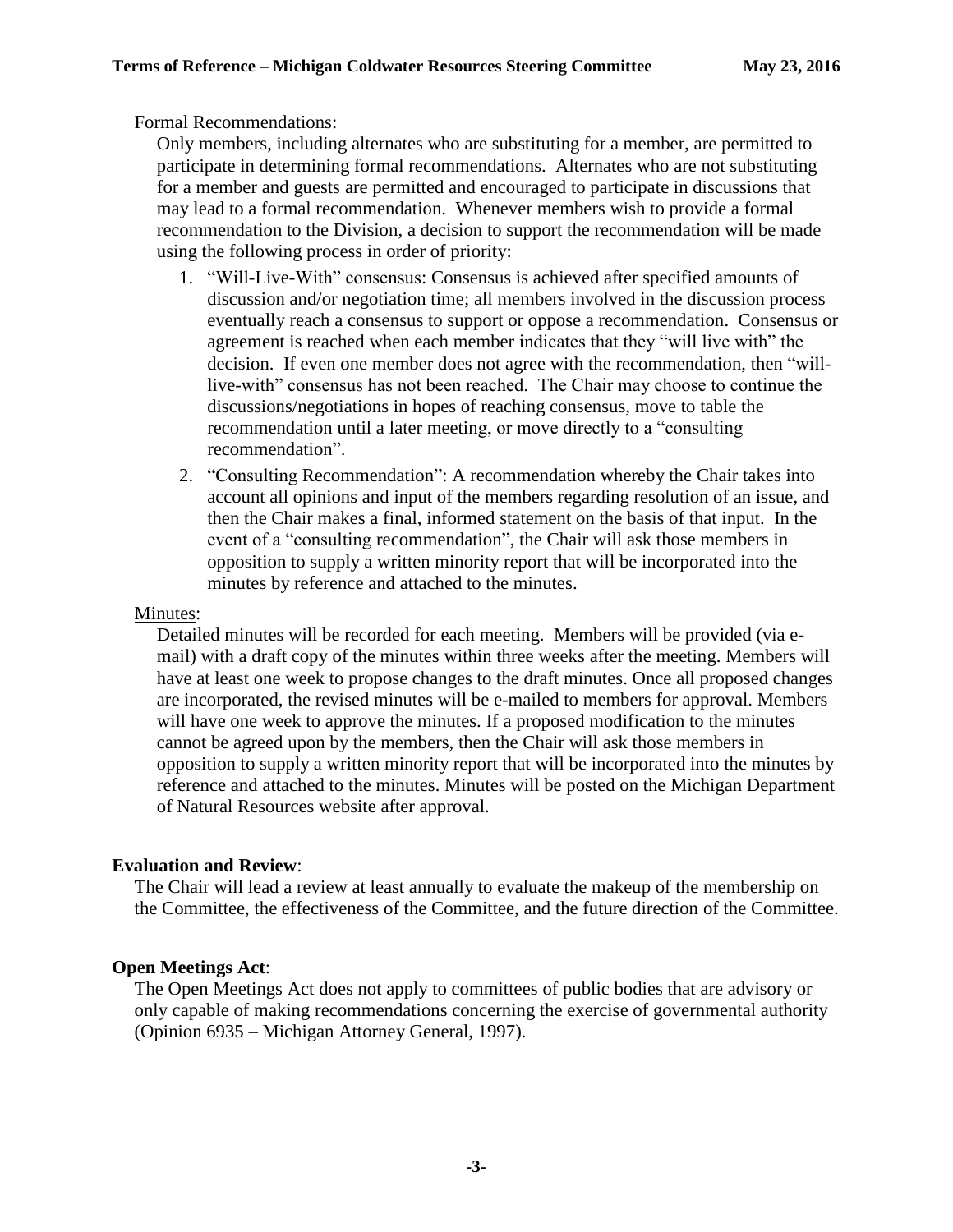Formal Recommendations:

Only members, including alternates who are substituting for a member, are permitted to participate in determining formal recommendations. Alternates who are not substituting for a member and guests are permitted and encouraged to participate in discussions that may lead to a formal recommendation. Whenever members wish to provide a formal recommendation to the Division, a decision to support the recommendation will be made using the following process in order of priority:

1. "Will-Live-With" consensus: Consensus is achieved after specified amounts of discussion and/or negotiation time; all members involved in the discussion process eventually reach a consensus to support or oppose a recommendation. Consensus or agreement is reached when each member indicates that they "will live with" the decision. If even one member does not agree with the recommendation, then "will-live-with" consensus has not been reached. The Chair may choose to continue the discussions/negotiations in hopes of reaching consensus, move to table the recommendation until a later meeting, or move directly to a "consulting recommendation".
2. "Consulting Recommendation": A recommendation whereby the Chair takes into account all opinions and input of the members regarding resolution of an issue, and then the Chair makes a final, informed statement on the basis of that input. In the event of a "consulting recommendation", the Chair will ask those members in opposition to supply a written minority report that will be incorporated into the minutes by reference and attached to the minutes.

Minutes:

Detailed minutes will be recorded for each meeting. Members will be provided (via e-mail) with a draft copy of the minutes within three weeks after the meeting. Members will have at least one week to propose changes to the draft minutes. Once all proposed changes are incorporated, the revised minutes will be e-mailed to members for approval. Members will have one week to approve the minutes. If a proposed modification to the minutes cannot be agreed upon by the members, then the Chair will ask those members in opposition to supply a written minority report that will be incorporated into the minutes by reference and attached to the minutes. Minutes will be posted on the Michigan Department of Natural Resources website after approval.

**Evaluation and Review**:

The Chair will lead a review at least annually to evaluate the makeup of the membership on the Committee, the effectiveness of the Committee, and the future direction of the Committee.

**Open Meetings Act**:

The Open Meetings Act does not apply to committees of public bodies that are advisory or only capable of making recommendations concerning the exercise of governmental authority (Opinion 6935 – Michigan Attorney General, 1997).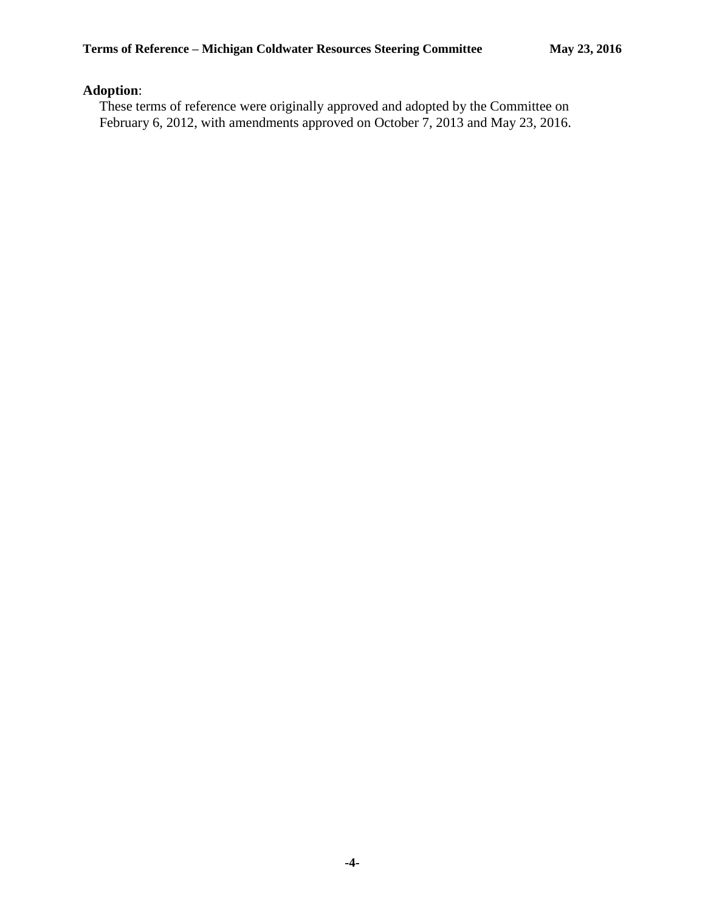**Adoption**:

These terms of reference were originally approved and adopted by the Committee on February 6, 2012, with amendments approved on October 7, 2013 and May 23, 2016.